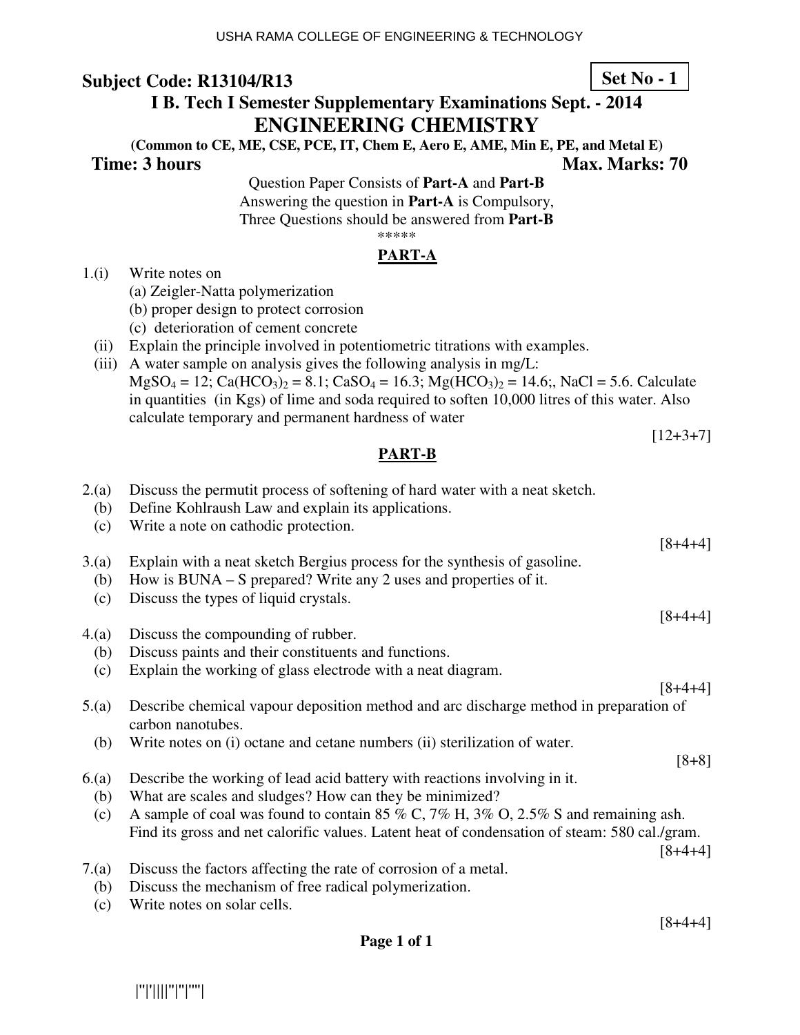USHA RAMA COLLEGE OF ENGINEERING & TECHNOLOGY

**Subject Code: R13104/R13** **Set No - 1**

## I B. Tech I Semester Supplementary Examinations Sept. - 2014

# ENGINEERING CHEMISTRY

**(Common to CE, ME, CSE, PCE, IT, Chem E, Aero E, AME, Min E, PE, and Metal E)**

**Time: 3 hours** **Max. Marks: 70**

Question Paper Consists of **Part-A** and **Part-B**
Answering the question in **Part-A** is Compulsory,
Three Questions should be answered from **Part-B**

\*\*\*\*\*

## PART-A

1.(i) Write notes on
   (a) Zeigler-Natta polymerization
   (b) proper design to protect corrosion
   (c) deterioration of cement concrete

(ii) Explain the principle involved in potentiometric titrations with examples.

(iii) A water sample on analysis gives the following analysis in mg/L:
$MgSO_4$ = 12; $Ca(HCO_3)_2$ = 8.1; $CaSO_4$ = 16.3; $Mg(HCO_3)_2$ = 14.6;, NaCl = 5.6. Calculate in quantities (in Kgs) of lime and soda required to soften 10,000 litres of this water. Also calculate temporary and permanent hardness of water

[12+3+7]

## PART-B

2.(a) Discuss the permutit process of softening of hard water with a neat sketch.
(b) Define Kohlraush Law and explain its applications.
(c) Write a note on cathodic protection.

[8+4+4]

3.(a) Explain with a neat sketch Bergius process for the synthesis of gasoline.
(b) How is BUNA – S prepared? Write any 2 uses and properties of it.
(c) Discuss the types of liquid crystals.

[8+4+4]

4.(a) Discuss the compounding of rubber.
(b) Discuss paints and their constituents and functions.
(c) Explain the working of glass electrode with a neat diagram.

[8+4+4]

5.(a) Describe chemical vapour deposition method and arc discharge method in preparation of carbon nanotubes.
(b) Write notes on (i) octane and cetane numbers (ii) sterilization of water.

[8+8]

6.(a) Describe the working of lead acid battery with reactions involving in it.
(b) What are scales and sludges? How can they be minimized?
(c) A sample of coal was found to contain 85 % C, 7% H, 3% O, 2.5% S and remaining ash. Find its gross and net calorific values. Latent heat of condensation of steam: 580 cal./gram.

[8+4+4]

7.(a) Discuss the factors affecting the rate of corrosion of a metal.
(b) Discuss the mechanism of free radical polymerization.
(c) Write notes on solar cells.

[8+4+4]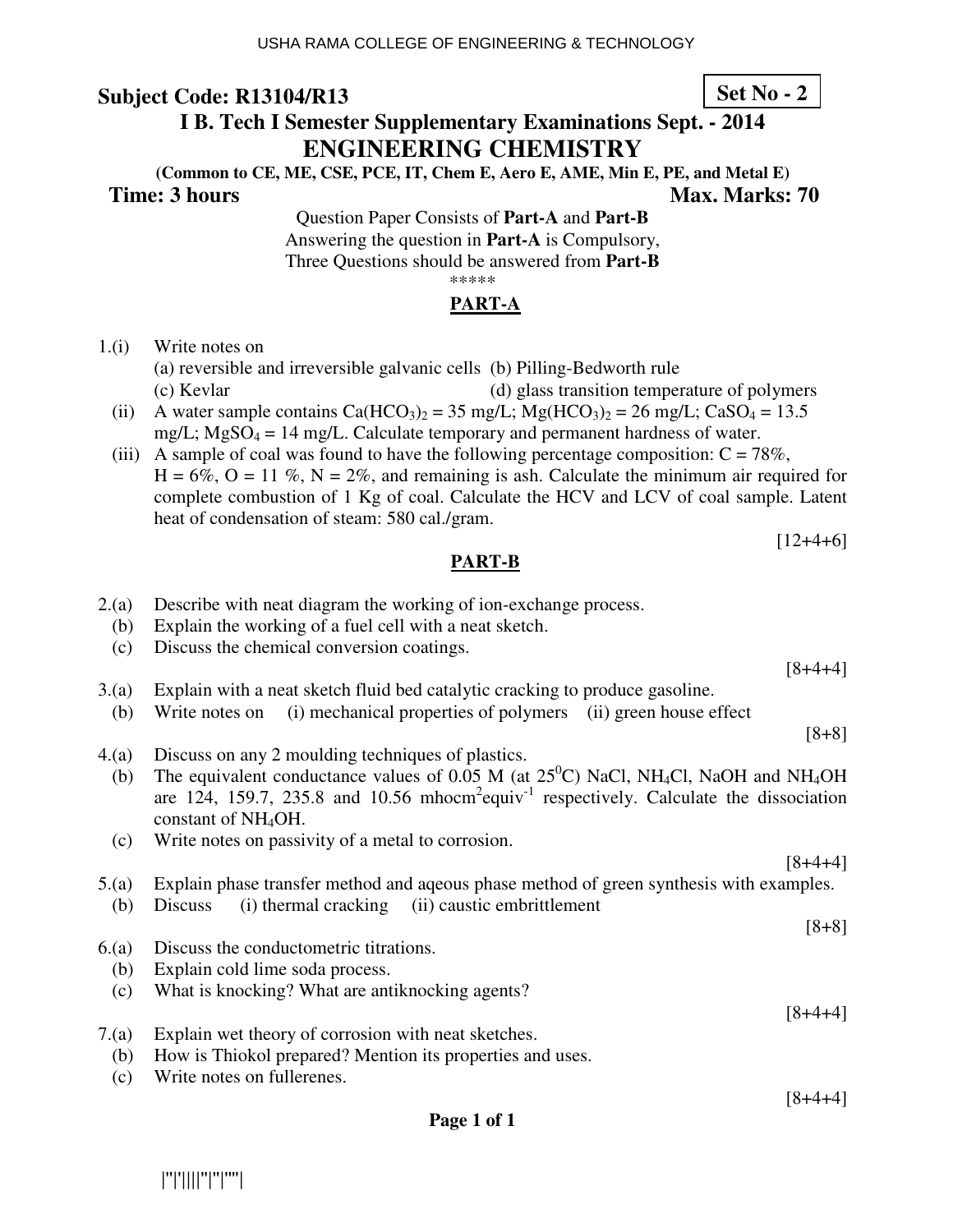**Subject Code: R13104/R13** **Set No - 2**

**I B. Tech I Semester Supplementary Examinations Sept. - 2014**

# ENGINEERING CHEMISTRY

**(Common to CE, ME, CSE, PCE, IT, Chem E, Aero E, AME, Min E, PE, and Metal E)**

**Time: 3 hours** **Max. Marks: 70**

Question Paper Consists of **Part-A** and **Part-B**
Answering the question in **Part-A** is Compulsory,
Three Questions should be answered from **Part-B**

*****

## PART-A

1.(i) Write notes on
(a) reversible and irreversible galvanic cells (b) Pilling-Bedworth rule
(c) Kevlar (d) glass transition temperature of polymers

(ii) A water sample contains $Ca(HCO_3)_2$ = 35 mg/L; $Mg(HCO_3)_2$ = 26 mg/L; $CaSO_4$ = 13.5 mg/L; $MgSO_4$ = 14 mg/L. Calculate temporary and permanent hardness of water.

(iii) A sample of coal was found to have the following percentage composition: C = 78%, H = 6%, O = 11 %, N = 2%, and remaining is ash. Calculate the minimum air required for complete combustion of 1 Kg of coal. Calculate the HCV and LCV of coal sample. Latent heat of condensation of steam: 580 cal./gram.

[12+4+6]

## PART-B

2.(a) Describe with neat diagram the working of ion-exchange process.
(b) Explain the working of a fuel cell with a neat sketch.
(c) Discuss the chemical conversion coatings.

[8+4+4]

3.(a) Explain with a neat sketch fluid bed catalytic cracking to produce gasoline.
(b) Write notes on (i) mechanical properties of polymers (ii) green house effect

[8+8]

4.(a) Discuss on any 2 moulding techniques of plastics.
(b) The equivalent conductance values of 0.05 M (at 25$^0$C) NaCl, $NH_4Cl$, NaOH and $NH_4OH$ are 124, 159.7, 235.8 and 10.56 mhocm$^2$equiv$^{-1}$ respectively. Calculate the dissociation constant of $NH_4OH$.
(c) Write notes on passivity of a metal to corrosion.

[8+4+4]

5.(a) Explain phase transfer method and aqeous phase method of green synthesis with examples.
(b) Discuss (i) thermal cracking (ii) caustic embrittlement

[8+8]

6.(a) Discuss the conductometric titrations.
(b) Explain cold lime soda process.
(c) What is knocking? What are antiknocking agents?

[8+4+4]

7.(a) Explain wet theory of corrosion with neat sketches.
(b) How is Thiokol prepared? Mention its properties and uses.
(c) Write notes on fullerenes.

[8+4+4]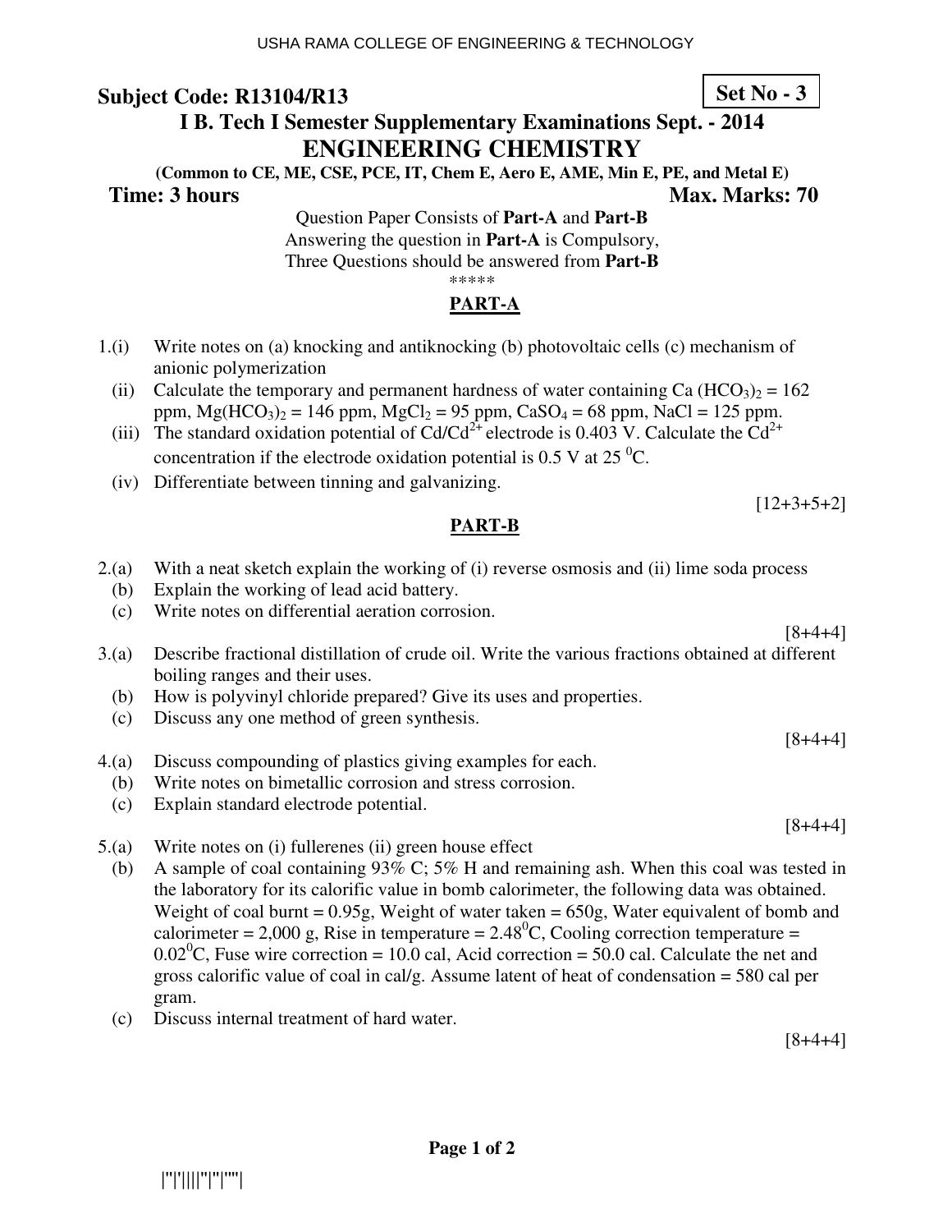**Subject Code: R13104/R13** **Set No - 3**

**I B. Tech I Semester Supplementary Examinations Sept. - 2014**

# ENGINEERING CHEMISTRY

**(Common to CE, ME, CSE, PCE, IT, Chem E, Aero E, AME, Min E, PE, and Metal E)**

**Time: 3 hours** **Max. Marks: 70**

Question Paper Consists of **Part-A** and **Part-B**
Answering the question in **Part-A** is Compulsory,
Three Questions should be answered from **Part-B**

\*\*\*\*\*

## PART-A

1.(i) Write notes on (a) knocking and antiknocking (b) photovoltaic cells (c) mechanism of anionic polymerization

(ii) Calculate the temporary and permanent hardness of water containing Ca $(HCO_3)_2$ = 162 ppm, $Mg(HCO_3)_2$ = 146 ppm, $MgCl_2$ = 95 ppm, $CaSO_4$ = 68 ppm, NaCl = 125 ppm.

(iii) The standard oxidation potential of $Cd/Cd^{2+}$ electrode is 0.403 V. Calculate the $Cd^{2+}$ concentration if the electrode oxidation potential is 0.5 V at 25 $^0$C.

(iv) Differentiate between tinning and galvanizing.

[12+3+5+2]

## PART-B

2.(a) With a neat sketch explain the working of (i) reverse osmosis and (ii) lime soda process

(b) Explain the working of lead acid battery.

(c) Write notes on differential aeration corrosion.

[8+4+4]

3.(a) Describe fractional distillation of crude oil. Write the various fractions obtained at different boiling ranges and their uses.

(b) How is polyvinyl chloride prepared? Give its uses and properties.

(c) Discuss any one method of green synthesis.

[8+4+4]

4.(a) Discuss compounding of plastics giving examples for each.

(b) Write notes on bimetallic corrosion and stress corrosion.

(c) Explain standard electrode potential.

[8+4+4]

5.(a) Write notes on (i) fullerenes (ii) green house effect

(b) A sample of coal containing 93% C; 5% H and remaining ash. When this coal was tested in the laboratory for its calorific value in bomb calorimeter, the following data was obtained. Weight of coal burnt = 0.95g, Weight of water taken = 650g, Water equivalent of bomb and calorimeter = 2,000 g, Rise in temperature = 2.48$^0$C, Cooling correction temperature = 0.02$^0$C, Fuse wire correction = 10.0 cal, Acid correction = 50.0 cal. Calculate the net and gross calorific value of coal in cal/g. Assume latent of heat of condensation = 580 cal per gram.

(c) Discuss internal treatment of hard water.

[8+4+4]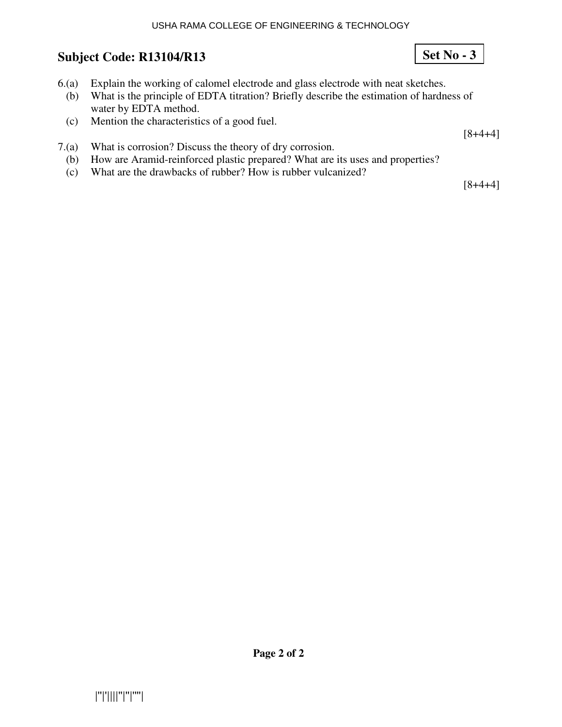**Subject Code: R13104/R13** **Set No - 3**

6.(a) Explain the working of calomel electrode and glass electrode with neat sketches.
   (b) What is the principle of EDTA titration? Briefly describe the estimation of hardness of water by EDTA method.
   (c) Mention the characteristics of a good fuel.

[8+4+4]

7.(a) What is corrosion? Discuss the theory of dry corrosion.
   (b) How are Aramid-reinforced plastic prepared? What are its uses and properties?
   (c) What are the drawbacks of rubber? How is rubber vulcanized?

[8+4+4]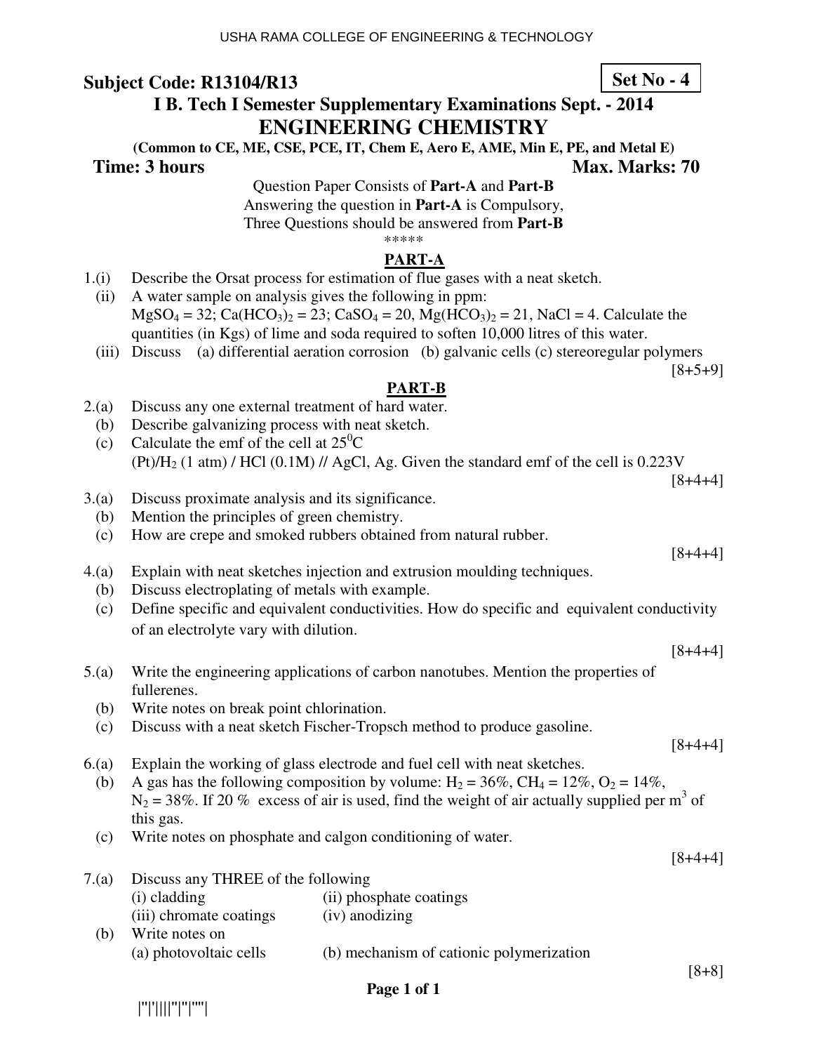**Subject Code: R13104/R13** **Set No - 4**

**I B. Tech I Semester Supplementary Examinations Sept. - 2014**

# ENGINEERING CHEMISTRY

**(Common to CE, ME, CSE, PCE, IT, Chem E, Aero E, AME, Min E, PE, and Metal E)**

**Time: 3 hours** **Max. Marks: 70**

Question Paper Consists of **Part-A** and **Part-B**
Answering the question in **Part-A** is Compulsory,
Three Questions should be answered from **Part-B**

*****

## PART-A

1.(i) Describe the Orsat process for estimation of flue gases with a neat sketch.

(ii) A water sample on analysis gives the following in ppm:
$MgSO_4$ = 32; $Ca(HCO_3)_2$ = 23; $CaSO_4$ = 20, $Mg(HCO_3)_2$ = 21, NaCl = 4. Calculate the quantities (in Kgs) of lime and soda required to soften 10,000 litres of this water.

(iii) Discuss (a) differential aeration corrosion (b) galvanic cells (c) stereoregular polymers

[8+5+9]

## PART-B

2.(a) Discuss any one external treatment of hard water.

(b) Describe galvanizing process with neat sketch.

(c) Calculate the emf of the cell at $25^0C$
(Pt)/$H_2$ (1 atm) / HCl (0.1M) // AgCl, Ag. Given the standard emf of the cell is 0.223V

[8+4+4]

3.(a) Discuss proximate analysis and its significance.

(b) Mention the principles of green chemistry.

(c) How are crepe and smoked rubbers obtained from natural rubber.

[8+4+4]

4.(a) Explain with neat sketches injection and extrusion moulding techniques.

(b) Discuss electroplating of metals with example.

(c) Define specific and equivalent conductivities. How do specific and equivalent conductivity of an electrolyte vary with dilution.

[8+4+4]

5.(a) Write the engineering applications of carbon nanotubes. Mention the properties of fullerenes.

(b) Write notes on break point chlorination.

(c) Discuss with a neat sketch Fischer-Tropsch method to produce gasoline.

[8+4+4]

6.(a) Explain the working of glass electrode and fuel cell with neat sketches.

(b) A gas has the following composition by volume: $H_2$ = 36%, $CH_4$ = 12%, $O_2$ = 14%, $N_2$ = 38%. If 20 % excess of air is used, find the weight of air actually supplied per $m^3$ of this gas.

(c) Write notes on phosphate and calgon conditioning of water.

[8+4+4]

7.(a) Discuss any THREE of the following

(i) cladding (ii) phosphate coatings
(iii) chromate coatings (iv) anodizing

(b) Write notes on

(a) photovoltaic cells (b) mechanism of cationic polymerization

[8+8]